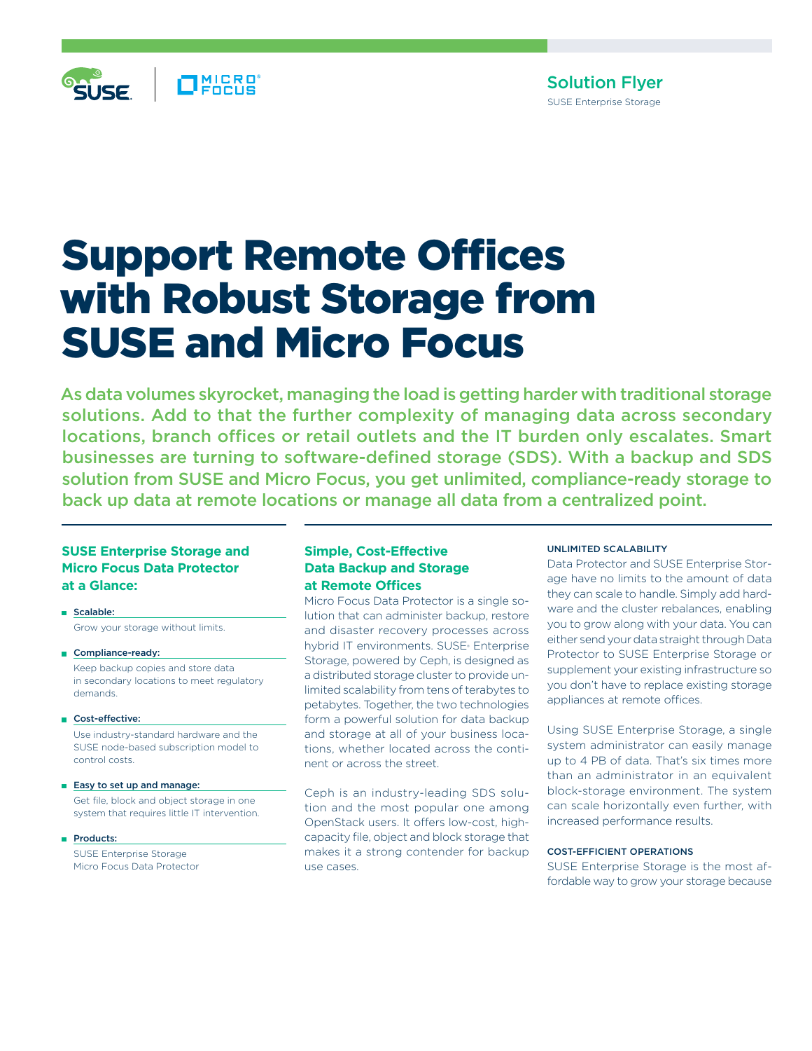Solution Flyer
SUSE Enterprise Storage

# Support Remote Offices with Robust Storage from SUSE and Micro Focus

**As data volumes skyrocket, managing the load is getting harder with traditional storage solutions. Add to that the further complexity of managing data across secondary locations, branch offices or retail outlets and the IT burden only escalates. Smart businesses are turning to software-defined storage (SDS). With a backup and SDS solution from SUSE and Micro Focus, you get unlimited, compliance-ready storage to back up data at remote locations or manage all data from a centralized point.**

### SUSE Enterprise Storage and Micro Focus Data Protector at a Glance:

- **Scalable:**
  Grow your storage without limits.
- **Compliance-ready:**
  Keep backup copies and store data in secondary locations to meet regulatory demands.
- **Cost-effective:**
  Use industry-standard hardware and the SUSE node-based subscription model to control costs.
- **Easy to set up and manage:**
  Get file, block and object storage in one system that requires little IT intervention.
- **Products:**
  SUSE Enterprise Storage
  Micro Focus Data Protector

## Simple, Cost-Effective Data Backup and Storage at Remote Offices

Micro Focus Data Protector is a single solution that can administer backup, restore and disaster recovery processes across hybrid IT environments. SUSE® Enterprise Storage, powered by Ceph, is designed as a distributed storage cluster to provide unlimited scalability from tens of terabytes to petabytes. Together, the two technologies form a powerful solution for data backup and storage at all of your business locations, whether located across the continent or across the street.

Ceph is an industry-leading SDS solution and the most popular one among OpenStack users. It offers low-cost, high-capacity file, object and block storage that makes it a strong contender for backup use cases.

### UNLIMITED SCALABILITY

Data Protector and SUSE Enterprise Storage have no limits to the amount of data they can scale to handle. Simply add hardware and the cluster rebalances, enabling you to grow along with your data. You can either send your data straight through Data Protector to SUSE Enterprise Storage or supplement your existing infrastructure so you don't have to replace existing storage appliances at remote offices.

Using SUSE Enterprise Storage, a single system administrator can easily manage up to 4 PB of data. That's six times more than an administrator in an equivalent block-storage environment. The system can scale horizontally even further, with increased performance results.

### COST-EFFICIENT OPERATIONS

SUSE Enterprise Storage is the most affordable way to grow your storage because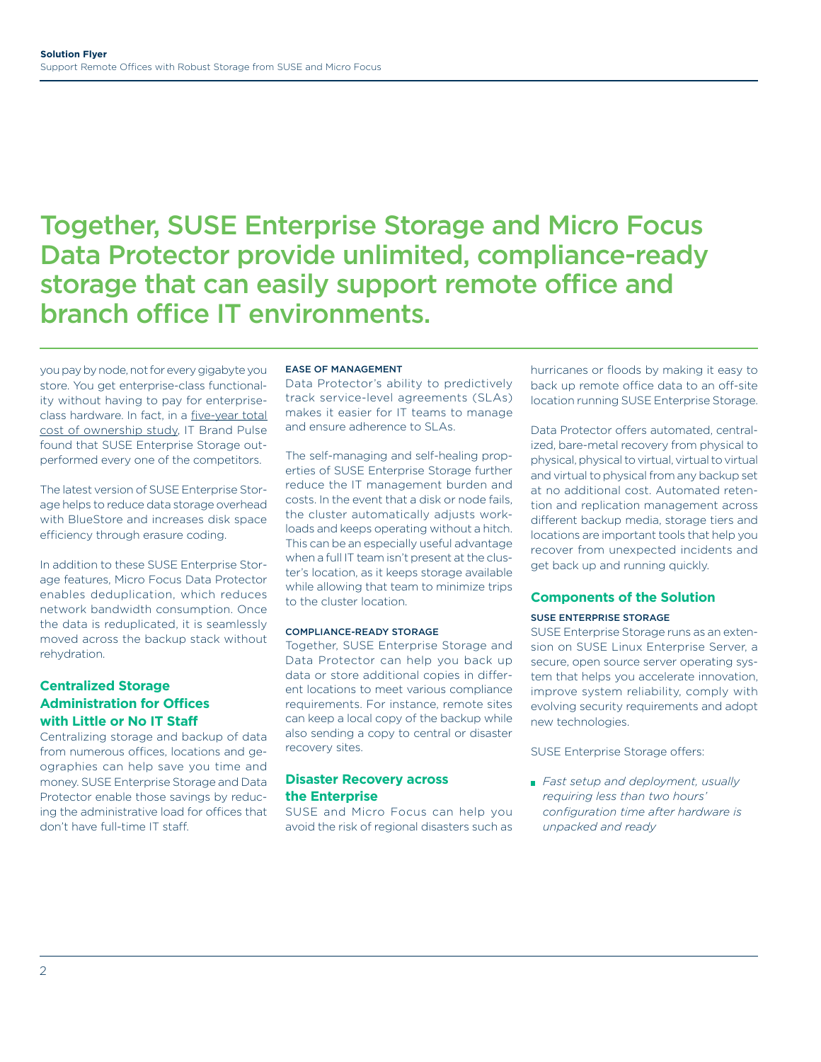## Together, SUSE Enterprise Storage and Micro Focus Data Protector provide unlimited, compliance-ready storage that can easily support remote office and branch office IT environments.

you pay by node, not for every gigabyte you store. You get enterprise-class functionality without having to pay for enterprise-class hardware. In fact, in a five-year total cost of ownership study, IT Brand Pulse found that SUSE Enterprise Storage outperformed every one of the competitors.

The latest version of SUSE Enterprise Storage helps to reduce data storage overhead with BlueStore and increases disk space efficiency through erasure coding.

In addition to these SUSE Enterprise Storage features, Micro Focus Data Protector enables deduplication, which reduces network bandwidth consumption. Once the data is reduplicated, it is seamlessly moved across the backup stack without rehydration.

### Centralized Storage Administration for Offices with Little or No IT Staff

Centralizing storage and backup of data from numerous offices, locations and geographies can help save you time and money. SUSE Enterprise Storage and Data Protector enable those savings by reducing the administrative load for offices that don't have full-time IT staff.

#### EASE OF MANAGEMENT

Data Protector's ability to predictively track service-level agreements (SLAs) makes it easier for IT teams to manage and ensure adherence to SLAs.

The self-managing and self-healing properties of SUSE Enterprise Storage further reduce the IT management burden and costs. In the event that a disk or node fails, the cluster automatically adjusts workloads and keeps operating without a hitch. This can be an especially useful advantage when a full IT team isn't present at the cluster's location, as it keeps storage available while allowing that team to minimize trips to the cluster location.

#### COMPLIANCE-READY STORAGE

Together, SUSE Enterprise Storage and Data Protector can help you back up data or store additional copies in different locations to meet various compliance requirements. For instance, remote sites can keep a local copy of the backup while also sending a copy to central or disaster recovery sites.

### Disaster Recovery across the Enterprise

SUSE and Micro Focus can help you avoid the risk of regional disasters such as hurricanes or floods by making it easy to back up remote office data to an off-site location running SUSE Enterprise Storage.

Data Protector offers automated, centralized, bare-metal recovery from physical to physical, physical to virtual, virtual to virtual and virtual to physical from any backup set at no additional cost. Automated retention and replication management across different backup media, storage tiers and locations are important tools that help you recover from unexpected incidents and get back up and running quickly.

### Components of the Solution

#### SUSE ENTERPRISE STORAGE

SUSE Enterprise Storage runs as an extension on SUSE Linux Enterprise Server, a secure, open source server operating system that helps you accelerate innovation, improve system reliability, comply with evolving security requirements and adopt new technologies.

SUSE Enterprise Storage offers:

- *Fast setup and deployment, usually requiring less than two hours' configuration time after hardware is unpacked and ready*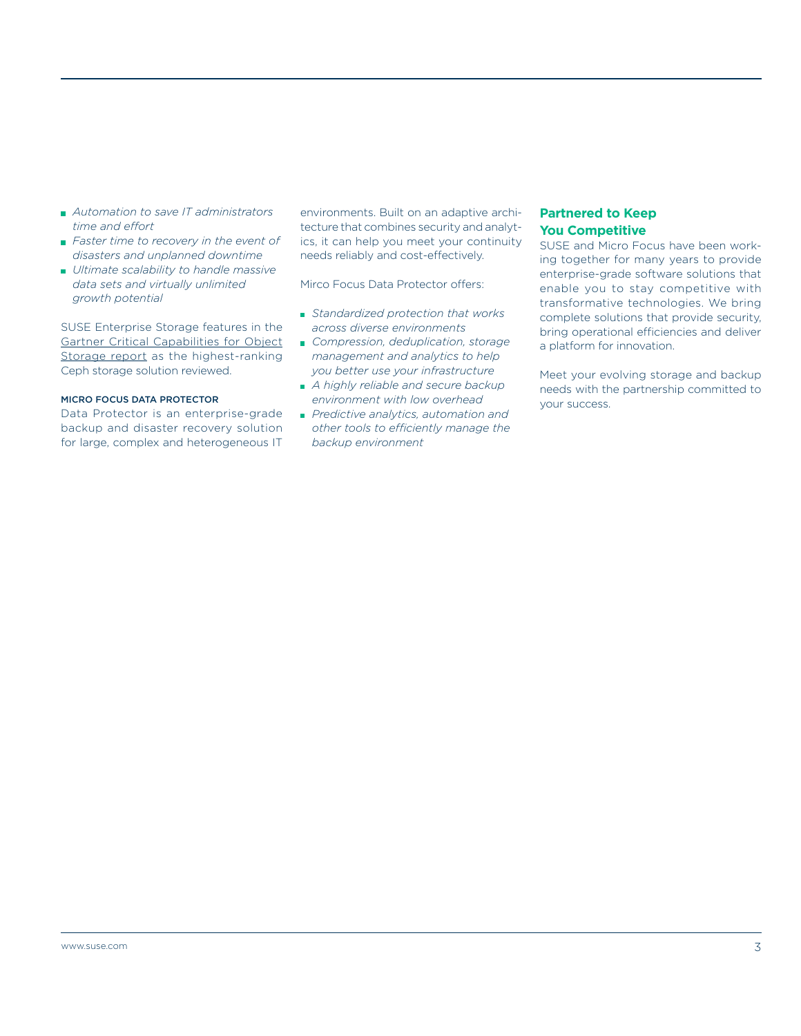- *Automation to save IT administrators time and effort*
- *Faster time to recovery in the event of disasters and unplanned downtime*
- *Ultimate scalability to handle massive data sets and virtually unlimited growth potential*

SUSE Enterprise Storage features in the Gartner Critical Capabilities for Object Storage report as the highest-ranking Ceph storage solution reviewed.

#### MICRO FOCUS DATA PROTECTOR

Data Protector is an enterprise-grade backup and disaster recovery solution for large, complex and heterogeneous IT environments. Built on an adaptive architecture that combines security and analytics, it can help you meet your continuity needs reliably and cost-effectively.

Mirco Focus Data Protector offers:

- *Standardized protection that works across diverse environments*
- *Compression, deduplication, storage management and analytics to help you better use your infrastructure*
- *A highly reliable and secure backup environment with low overhead*
- *Predictive analytics, automation and other tools to efficiently manage the backup environment*

## Partnered to Keep You Competitive

SUSE and Micro Focus have been working together for many years to provide enterprise-grade software solutions that enable you to stay competitive with transformative technologies. We bring complete solutions that provide security, bring operational efficiencies and deliver a platform for innovation.

Meet your evolving storage and backup needs with the partnership committed to your success.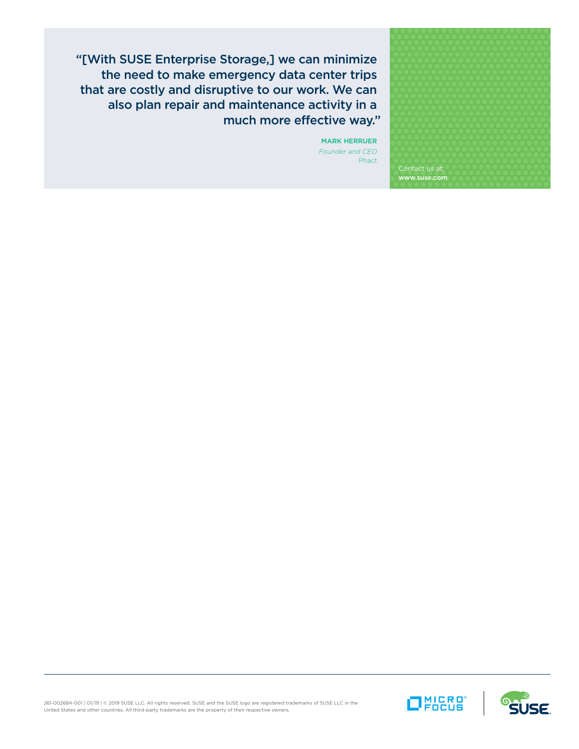"[With SUSE Enterprise Storage,] we can minimize the need to make emergency data center trips that are costly and disruptive to our work. We can also plan repair and maintenance activity in a much more effective way."

MARK HERRUER
*Founder and CEO*
Phact

Contact us at:
**www.suse.com**

261-002684-001 | 01/19 | © 2019 SUSE LLC. All rights reserved. SUSE and the SUSE logo are registered trademarks of SUSE LLC in the United States and other countries. All third-party trademarks are the property of their respective owners.